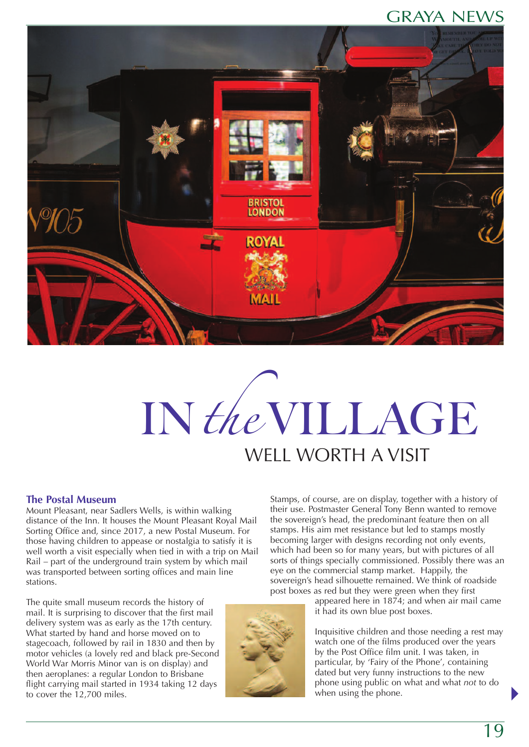# IN *the* VILLAGE

## WELL WORTH A VISIT

### The Postal Museum

Mount Pleasant, near Sadlers Wells, is within walking distance of the Inn. It houses the Mount Pleasant Royal Mail Sorting Office and, since 2017, a new Postal Museum. For those having children to appease or nostalgia to satisfy it is well worth a visit especially when tied in with a trip on Mail Rail – part of the underground train system by which mail was transported between sorting offices and main line stations.

The quite small museum records the history of mail. It is surprising to discover that the first mail delivery system was as early as the 17th century. What started by hand and horse moved on to stagecoach, followed by rail in 1830 and then by motor vehicles (a lovely red and black pre-Second World War Morris Minor van is on display) and then aeroplanes: a regular London to Brisbane flight carrying mail started in 1934 taking 12 days to cover the 12,700 miles.

Stamps, of course, are on display, together with a history of their use. Postmaster General Tony Benn wanted to remove the sovereign's head, the predominant feature then on all stamps. His aim met resistance but led to stamps mostly becoming larger with designs recording not only events, which had been so for many years, but with pictures of all sorts of things specially commissioned. Possibly there was an eye on the commercial stamp market. Happily, the sovereign's head silhouette remained. We think of roadside post boxes as red but they were green when they first appeared here in 1874; and when air mail came it had its own blue post boxes.

Inquisitive children and those needing a rest may watch one of the films produced over the years by the Post Office film unit. I was taken, in particular, by 'Fairy of the Phone', containing dated but very funny instructions to the new phone using public on what and what *not* to do when using the phone.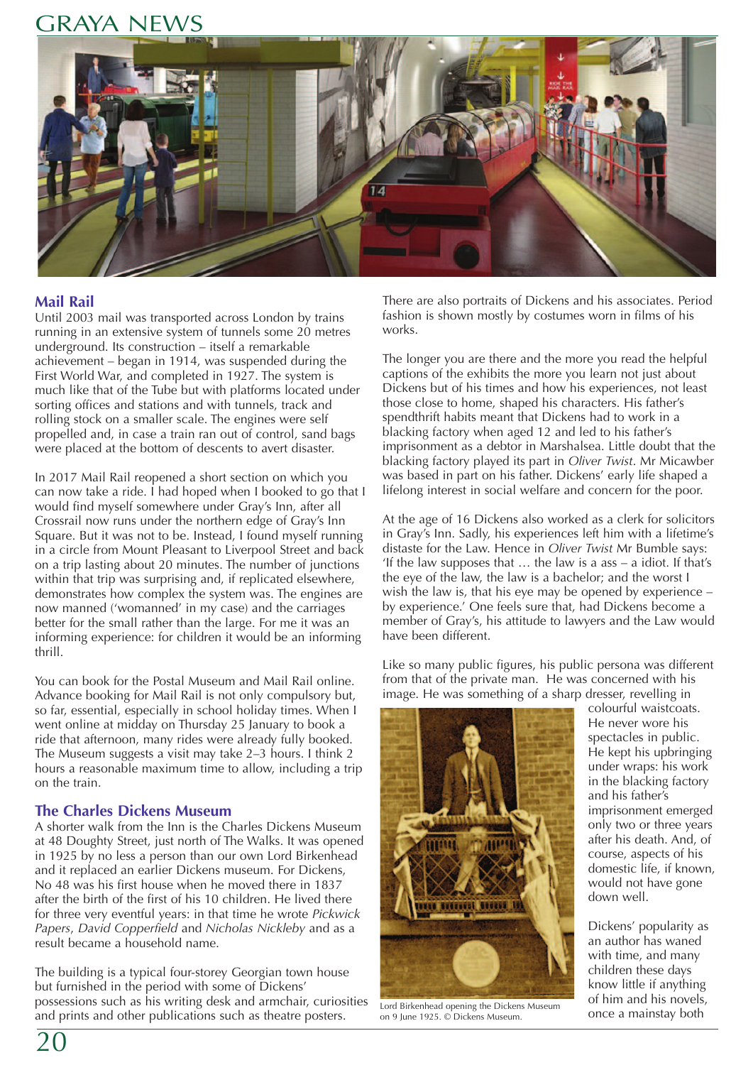## Mail Rail

Until 2003 mail was transported across London by trains running in an extensive system of tunnels some 20 metres underground. Its construction – itself a remarkable achievement – began in 1914, was suspended during the First World War, and completed in 1927. The system is much like that of the Tube but with platforms located under sorting offices and stations and with tunnels, track and rolling stock on a smaller scale. The engines were self propelled and, in case a train ran out of control, sand bags were placed at the bottom of descents to avert disaster.

In 2017 Mail Rail reopened a short section on which you can now take a ride. I had hoped when I booked to go that I would find myself somewhere under Gray's Inn, after all Crossrail now runs under the northern edge of Gray's Inn Square. But it was not to be. Instead, I found myself running in a circle from Mount Pleasant to Liverpool Street and back on a trip lasting about 20 minutes. The number of junctions within that trip was surprising and, if replicated elsewhere, demonstrates how complex the system was. The engines are now manned ('womanned' in my case) and the carriages better for the small rather than the large. For me it was an informing experience: for children it would be an informing thrill.

You can book for the Postal Museum and Mail Rail online. Advance booking for Mail Rail is not only compulsory but, so far, essential, especially in school holiday times. When I went online at midday on Thursday 25 January to book a ride that afternoon, many rides were already fully booked. The Museum suggests a visit may take 2–3 hours. I think 2 hours a reasonable maximum time to allow, including a trip on the train.

## The Charles Dickens Museum

A shorter walk from the Inn is the Charles Dickens Museum at 48 Doughty Street, just north of The Walks. It was opened in 1925 by no less a person than our own Lord Birkenhead and it replaced an earlier Dickens museum. For Dickens, No 48 was his first house when he moved there in 1837 after the birth of the first of his 10 children. He lived there for three very eventful years: in that time he wrote *Pickwick Papers*, *David Copperfield* and *Nicholas Nickleby* and as a result became a household name.

The building is a typical four-storey Georgian town house but furnished in the period with some of Dickens' possessions such as his writing desk and armchair, curiosities and prints and other publications such as theatre posters. There are also portraits of Dickens and his associates. Period fashion is shown mostly by costumes worn in films of his works.

The longer you are there and the more you read the helpful captions of the exhibits the more you learn not just about Dickens but of his times and how his experiences, not least those close to home, shaped his characters. His father's spendthrift habits meant that Dickens had to work in a blacking factory when aged 12 and led to his father's imprisonment as a debtor in Marshalsea. Little doubt that the blacking factory played its part in *Oliver Twist*. Mr Micawber was based in part on his father. Dickens' early life shaped a lifelong interest in social welfare and concern for the poor.

At the age of 16 Dickens also worked as a clerk for solicitors in Gray's Inn. Sadly, his experiences left him with a lifetime's distaste for the Law. Hence in *Oliver Twist* Mr Bumble says: 'If the law supposes that … the law is a ass – a idiot. If that's the eye of the law, the law is a bachelor; and the worst I wish the law is, that his eye may be opened by experience – by experience.' One feels sure that, had Dickens become a member of Gray's, his attitude to lawyers and the Law would have been different.

Like so many public figures, his public persona was different from that of the private man. He was concerned with his image. He was something of a sharp dresser, revelling in colourful waistcoats. He never wore his spectacles in public. He kept his upbringing under wraps: his work in the blacking factory and his father's imprisonment emerged only two or three years after his death. And, of course, aspects of his domestic life, if known, would not have gone down well.

Lord Birkenhead opening the Dickens Museum on 9 June 1925. © Dickens Museum.

Dickens' popularity as an author has waned with time, and many children these days know little if anything of him and his novels, once a mainstay both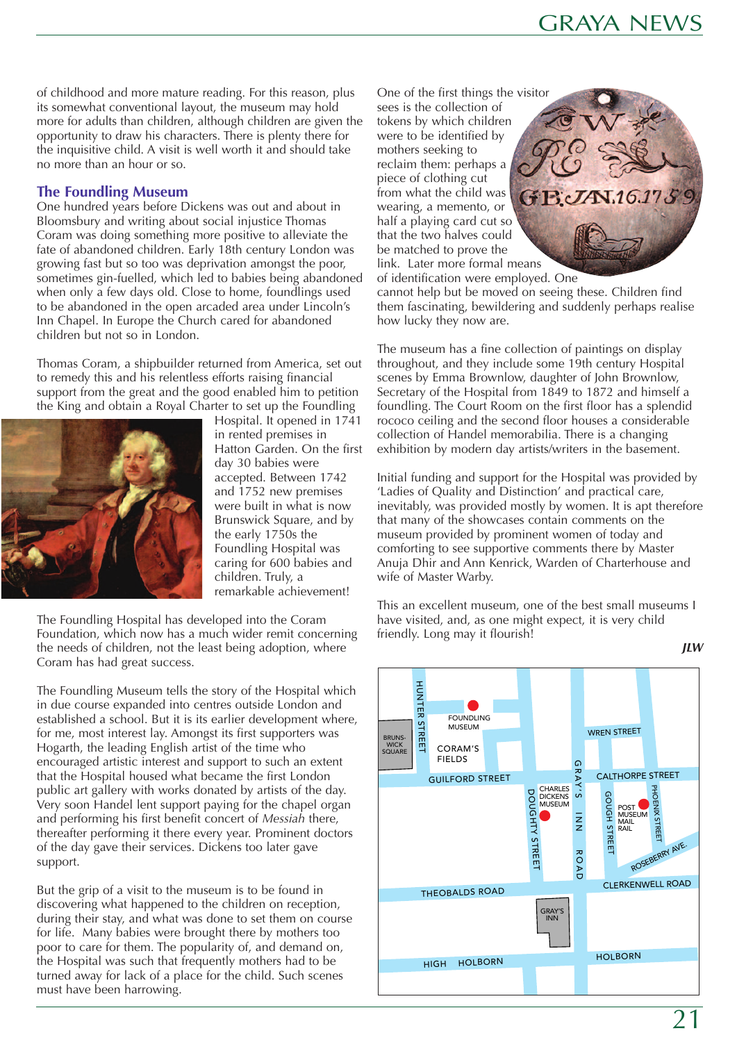of childhood and more mature reading. For this reason, plus its somewhat conventional layout, the museum may hold more for adults than children, although children are given the opportunity to draw his characters. There is plenty there for the inquisitive child. A visit is well worth it and should take no more than an hour or so.

## The Foundling Museum

One hundred years before Dickens was out and about in Bloomsbury and writing about social injustice Thomas Coram was doing something more positive to alleviate the fate of abandoned children. Early 18th century London was growing fast but so too was deprivation amongst the poor, sometimes gin-fuelled, which led to babies being abandoned when only a few days old. Close to home, foundlings used to be abandoned in the open arcaded area under Lincoln's Inn Chapel. In Europe the Church cared for abandoned children but not so in London.

Thomas Coram, a shipbuilder returned from America, set out to remedy this and his relentless efforts raising financial support from the great and the good enabled him to petition the King and obtain a Royal Charter to set up the Foundling Hospital. It opened in 1741 in rented premises in Hatton Garden. On the first day 30 babies were accepted. Between 1742 and 1752 new premises were built in what is now Brunswick Square, and by the early 1750s the Foundling Hospital was caring for 600 babies and children. Truly, a remarkable achievement!

The Foundling Hospital has developed into the Coram Foundation, which now has a much wider remit concerning the needs of children, not the least being adoption, where Coram has had great success.

The Foundling Museum tells the story of the Hospital which in due course expanded into centres outside London and established a school. But it is its earlier development where, for me, most interest lay. Amongst its first supporters was Hogarth, the leading English artist of the time who encouraged artistic interest and support to such an extent that the Hospital housed what became the first London public art gallery with works donated by artists of the day. Very soon Handel lent support paying for the chapel organ and performing his first benefit concert of *Messiah* there, thereafter performing it there every year. Prominent doctors of the day gave their services. Dickens too later gave support.

But the grip of a visit to the museum is to be found in discovering what happened to the children on reception, during their stay, and what was done to set them on course for life. Many babies were brought there by mothers too poor to care for them. The popularity of, and demand on, the Hospital was such that frequently mothers had to be turned away for lack of a place for the child. Such scenes must have been harrowing.

One of the first things the visitor sees is the collection of tokens by which children were to be identified by mothers seeking to reclaim them: perhaps a piece of clothing cut from what the child was wearing, a memento, or half a playing card cut so that the two halves could be matched to prove the link. Later more formal means of identification were employed. One cannot help but be moved on seeing these. Children find them fascinating, bewildering and suddenly perhaps realise how lucky they now are.

The museum has a fine collection of paintings on display throughout, and they include some 19th century Hospital scenes by Emma Brownlow, daughter of John Brownlow, Secretary of the Hospital from 1849 to 1872 and himself a foundling. The Court Room on the first floor has a splendid rococo ceiling and the second floor houses a considerable collection of Handel memorabilia. There is a changing exhibition by modern day artists/writers in the basement.

Initial funding and support for the Hospital was provided by 'Ladies of Quality and Distinction' and practical care, inevitably, was provided mostly by women. It is apt therefore that many of the showcases contain comments on the museum provided by prominent women of today and comforting to see supportive comments there by Master Anuja Dhir and Ann Kenrick, Warden of Charterhouse and wife of Master Warby.

This an excellent museum, one of the best small museums I have visited, and, as one might expect, it is very child friendly. Long may it flourish!

***JLW***

HUNTER STREET
FOUNDLING MUSEUM
BRUNSWICK SQUARE
CORAM'S FIELDS
WREN STREET
GUILFORD STREET
GRAY'S INN ROAD
CALTHORPE STREET
CHARLES DICKENS MUSEUM
DOUGHTY STREET
GOUGH STREET
POST MUSEUM MAIL RAIL
PHOENIX STREET
ROSEBERRY AVE.
THEOBALDS ROAD
CLERKENWELL ROAD
GRAY'S INN
HIGH HOLBORN
HOLBORN